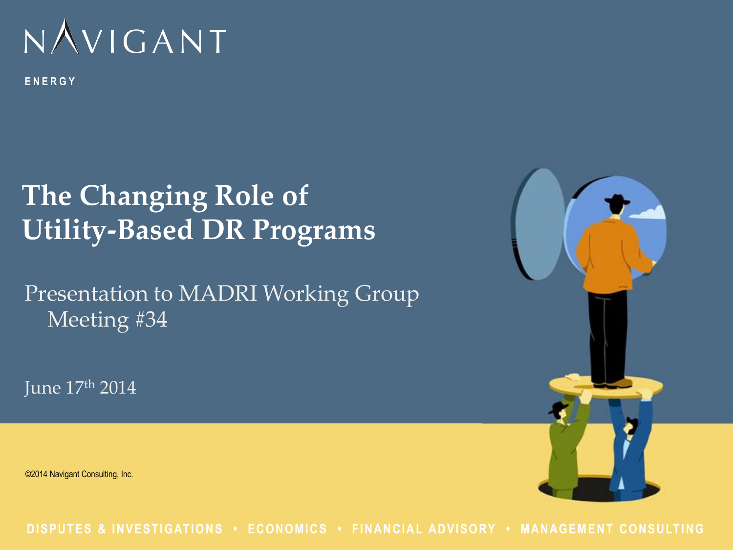NAVIGANT

ENERGY

# The Changing Role of Utility-Based DR Programs

Presentation to MADRI Working Group Meeting #34

June 17th 2014

©2014 Navigant Consulting, Inc.

DISPUTES & INVESTIGATIONS • ECONOMICS • FINANCIAL ADVISORY • MANAGEMENT CONSULTING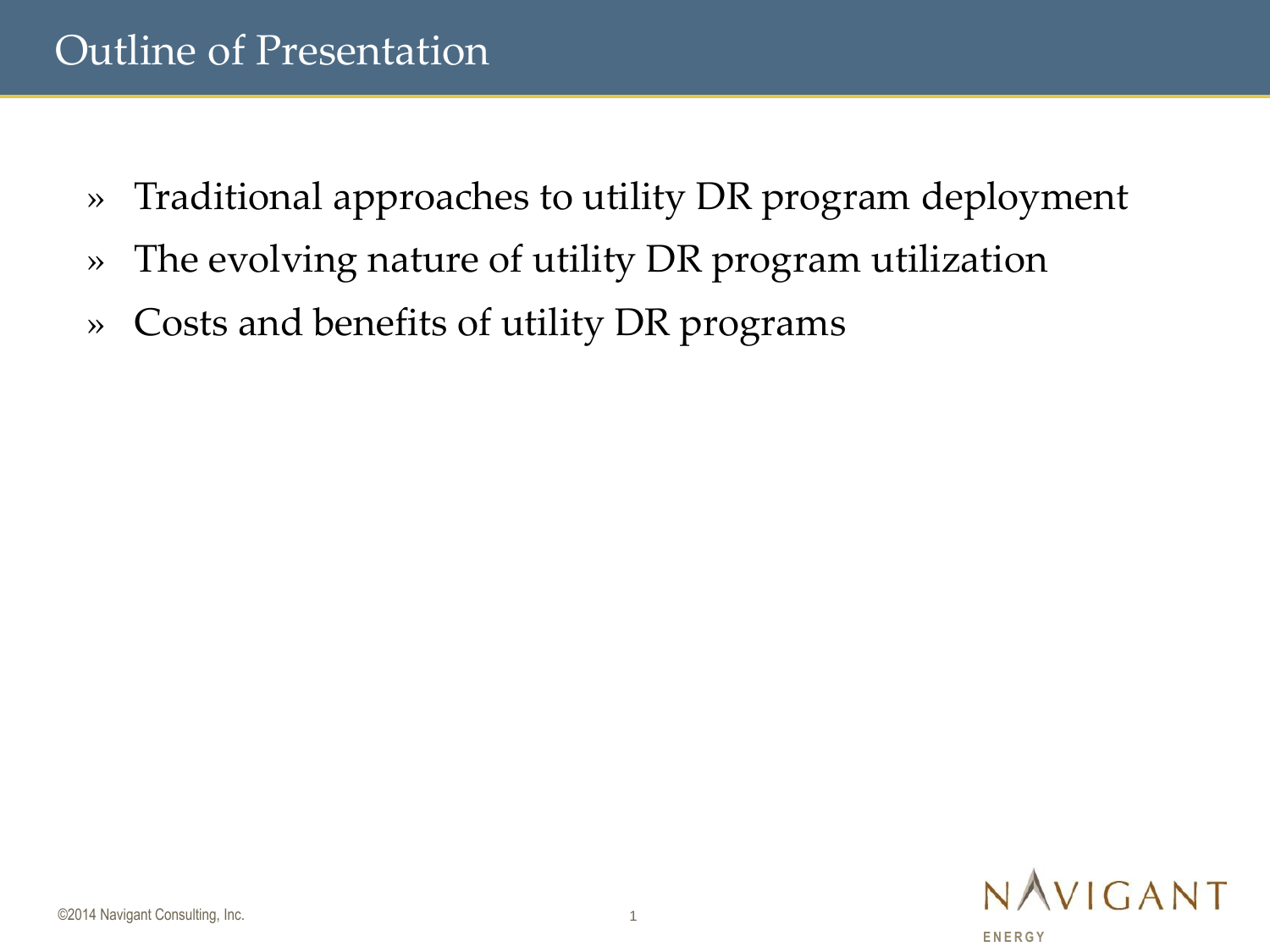# Outline of Presentation

- Traditional approaches to utility DR program deployment
- The evolving nature of utility DR program utilization
- Costs and benefits of utility DR programs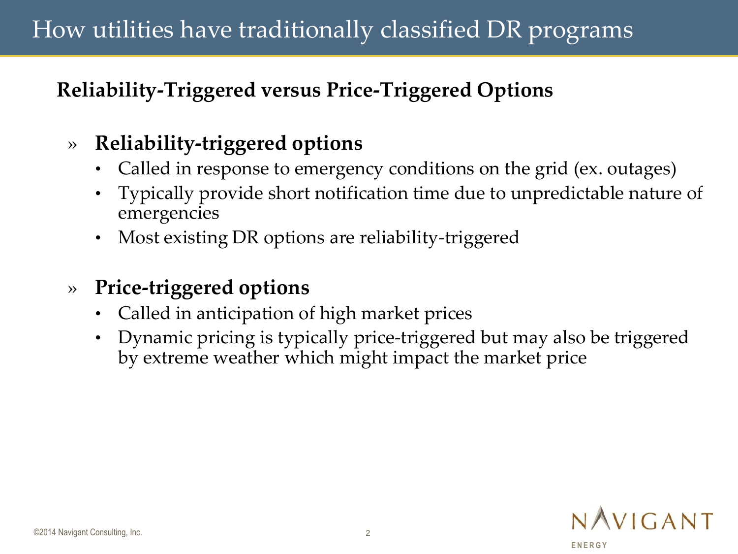# How utilities have traditionally classified DR programs

## Reliability-Triggered versus Price-Triggered Options

» **Reliability-triggered options**

- Called in response to emergency conditions on the grid (ex. outages)
- Typically provide short notification time due to unpredictable nature of emergencies
- Most existing DR options are reliability-triggered

» **Price-triggered options**

- Called in anticipation of high market prices
- Dynamic pricing is typically price-triggered but may also be triggered by extreme weather which might impact the market price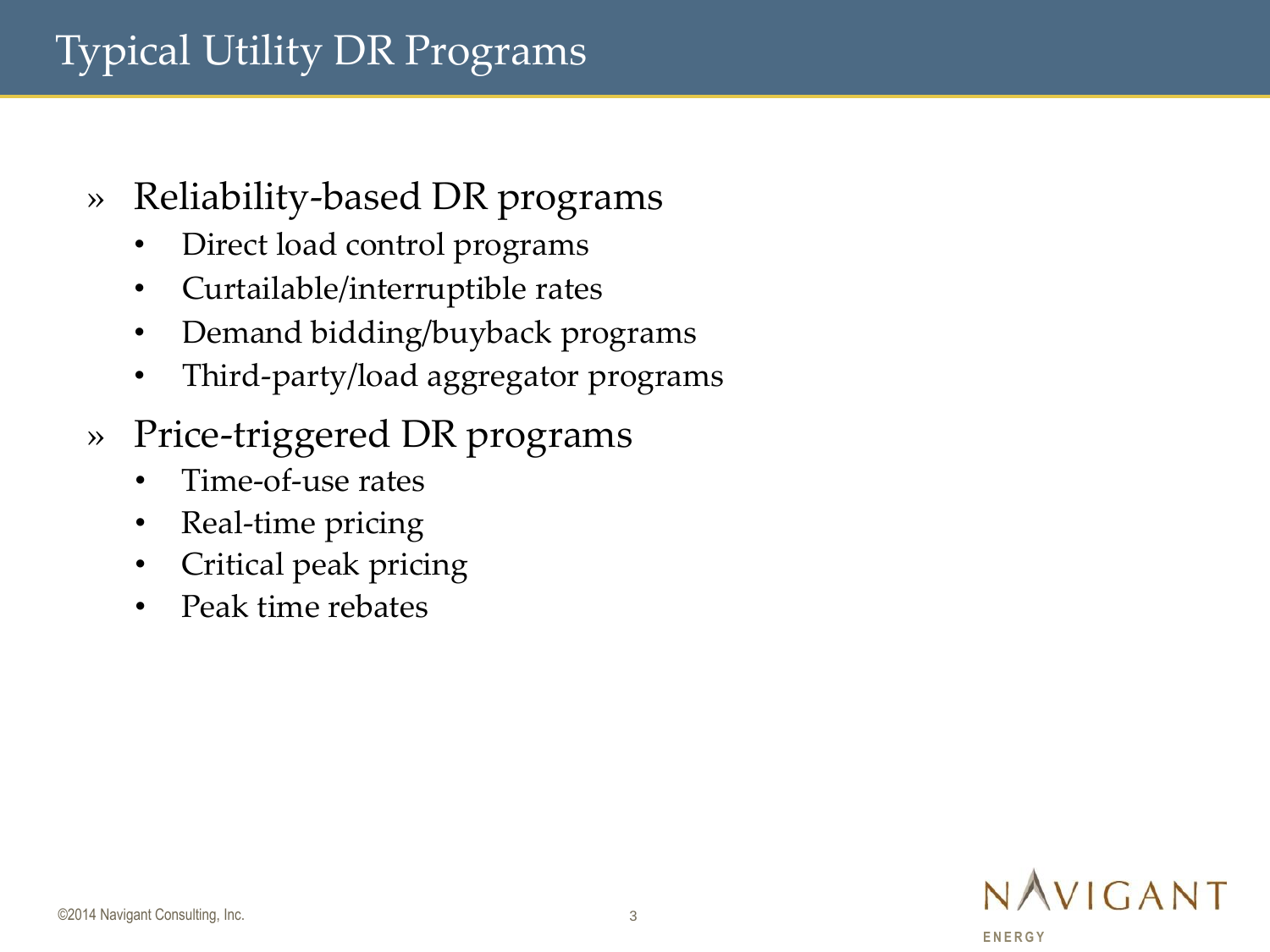# Typical Utility DR Programs

- Reliability-based DR programs
  - Direct load control programs
  - Curtailable/interruptible rates
  - Demand bidding/buyback programs
  - Third-party/load aggregator programs
- Price-triggered DR programs
  - Time-of-use rates
  - Real-time pricing
  - Critical peak pricing
  - Peak time rebates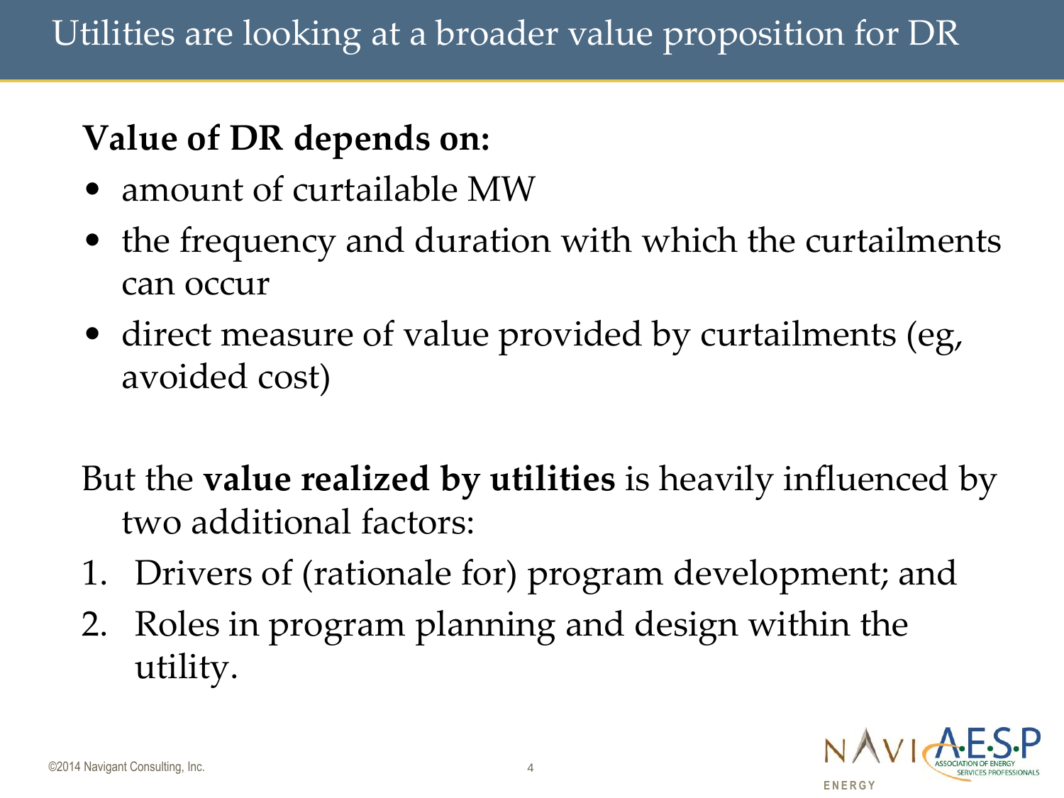# Utilities are looking at a broader value proposition for DR

**Value of DR depends on:**

- amount of curtailable MW
- the frequency and duration with which the curtailments can occur
- direct measure of value provided by curtailments (eg, avoided cost)

But the **value realized by utilities** is heavily influenced by two additional factors:

1. Drivers of (rationale for) program development; and
2. Roles in program planning and design within the utility.

©2014 Navigant Consulting, Inc.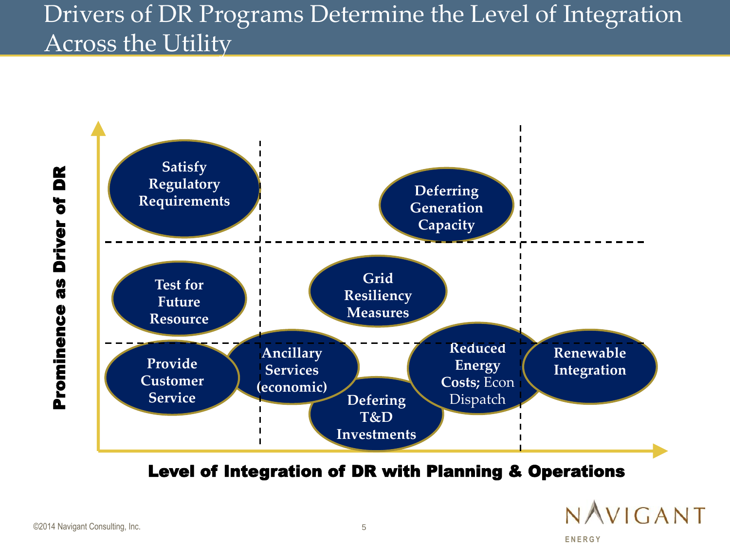# Drivers of DR Programs Determine the Level of Integration Across the Utility

Prominence as Driver of DR

Satisfy Regulatory Requirements

Deferring Generation Capacity

Test for Future Resource

Grid Resiliency Measures

Provide Customer Service

Ancillary Services (economic)

Defering T&D Investments

Reduced Energy Costs; Econ Dispatch

Renewable Integration

Level of Integration of DR with Planning & Operations

©2014 Navigant Consulting, Inc.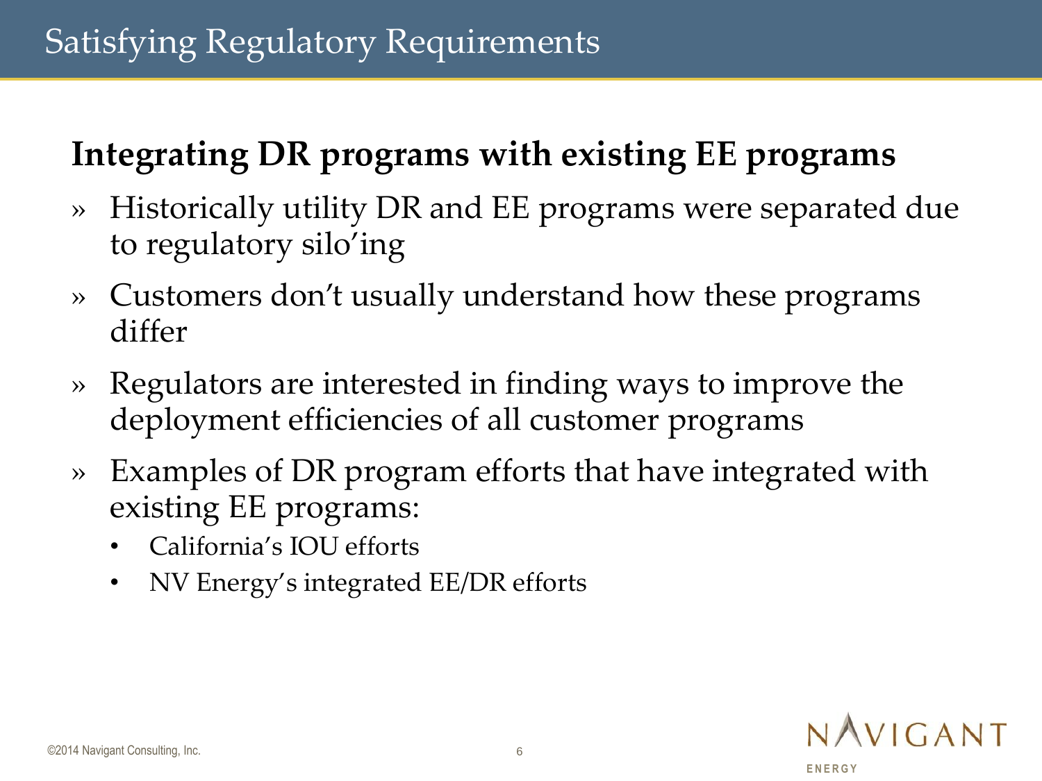# Satisfying Regulatory Requirements

## Integrating DR programs with existing EE programs

- Historically utility DR and EE programs were separated due to regulatory silo'ing
- Customers don't usually understand how these programs differ
- Regulators are interested in finding ways to improve the deployment efficiencies of all customer programs
- Examples of DR program efforts that have integrated with existing EE programs:
  - California's IOU efforts
  - NV Energy's integrated EE/DR efforts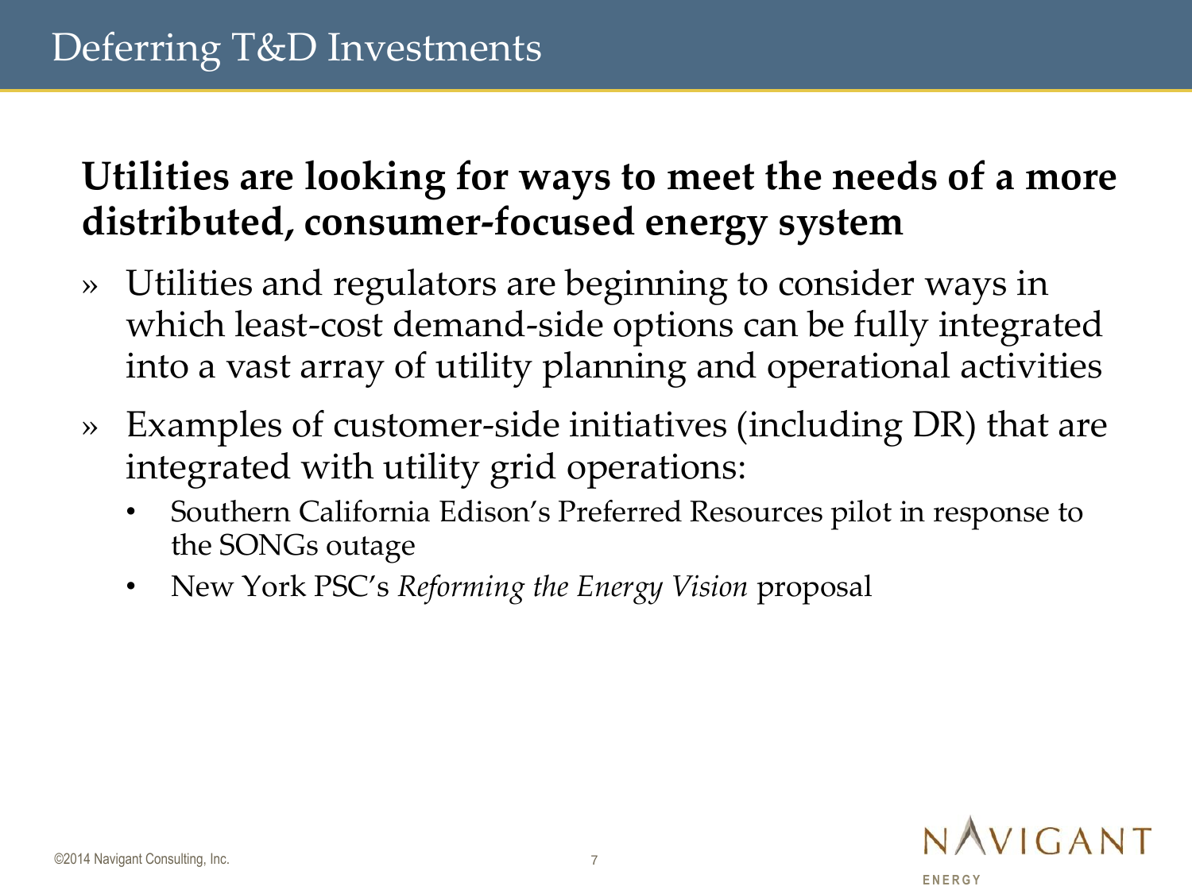# Deferring T&D Investments

**Utilities are looking for ways to meet the needs of a more distributed, consumer-focused energy system**

- Utilities and regulators are beginning to consider ways in which least-cost demand-side options can be fully integrated into a vast array of utility planning and operational activities
- Examples of customer-side initiatives (including DR) that are integrated with utility grid operations:
  - Southern California Edison's Preferred Resources pilot in response to the SONGs outage
  - New York PSC's *Reforming the Energy Vision* proposal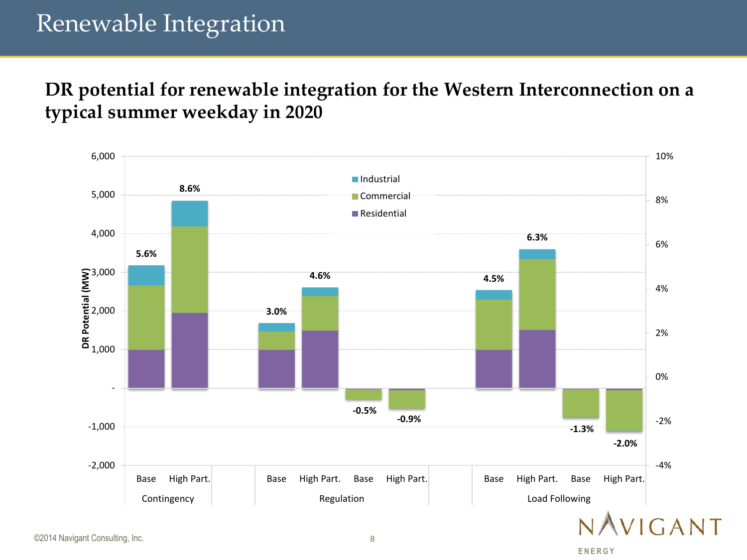# Renewable Integration

**DR potential for renewable integration for the Western Interconnection on a typical summer weekday in 2020**

| | Contingency | | Regulation | | | | Load Following | | | |
|---|---|---|---|---|---|---|---|---|---|---|
| | Base | High Part. | Base | High Part. | Base | High Part. | Base | High Part. | Base | High Part. |
| Percent | 5.6% | 8.6% | 3.0% | 4.6% | -0.5% | -0.9% | 4.5% | 6.3% | -1.3% | -2.0% |

Legend: Industrial, Commercial, Residential

DR Potential (MW)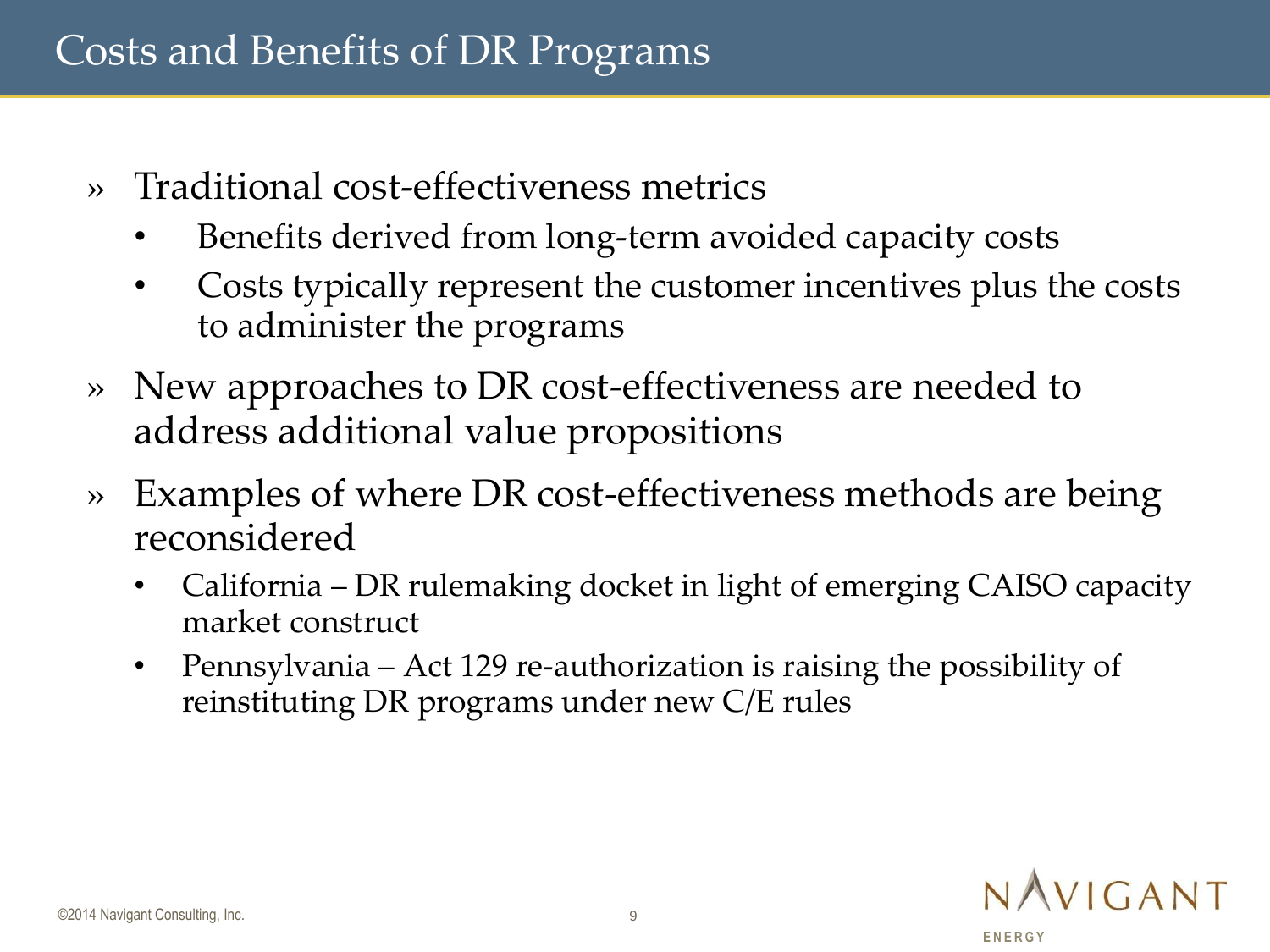# Costs and Benefits of DR Programs

- Traditional cost-effectiveness metrics
  - Benefits derived from long-term avoided capacity costs
  - Costs typically represent the customer incentives plus the costs to administer the programs
- New approaches to DR cost-effectiveness are needed to address additional value propositions
- Examples of where DR cost-effectiveness methods are being reconsidered
  - California – DR rulemaking docket in light of emerging CAISO capacity market construct
  - Pennsylvania – Act 129 re-authorization is raising the possibility of reinstituting DR programs under new C/E rules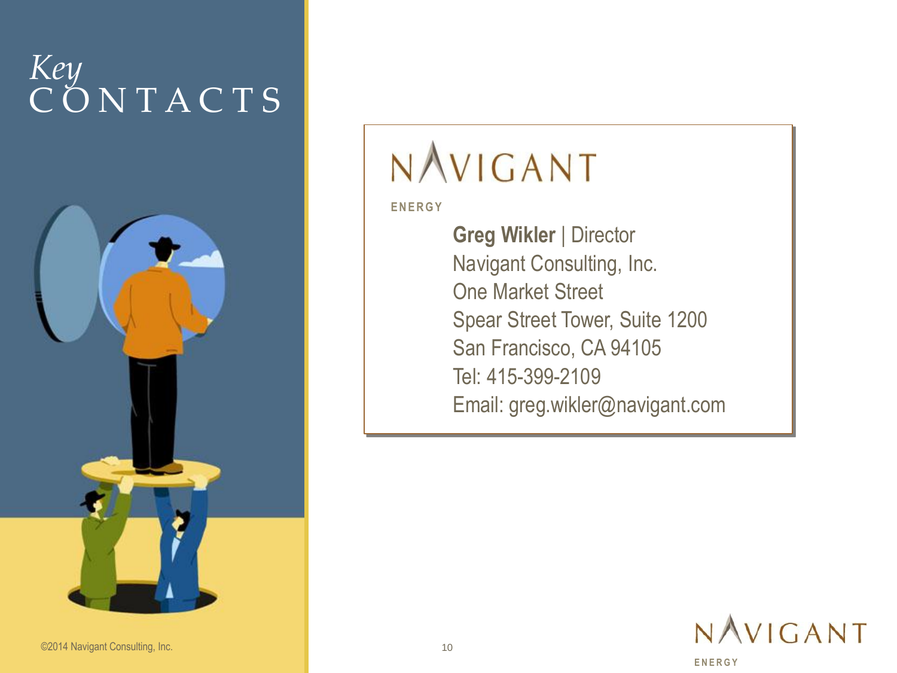# *Key* CONTACTS

NAVIGANT

ENERGY

**Greg Wikler** | Director
Navigant Consulting, Inc.
One Market Street
Spear Street Tower, Suite 1200
San Francisco, CA 94105
Tel: 415-399-2109
Email: greg.wikler@navigant.com

©2014 Navigant Consulting, Inc.